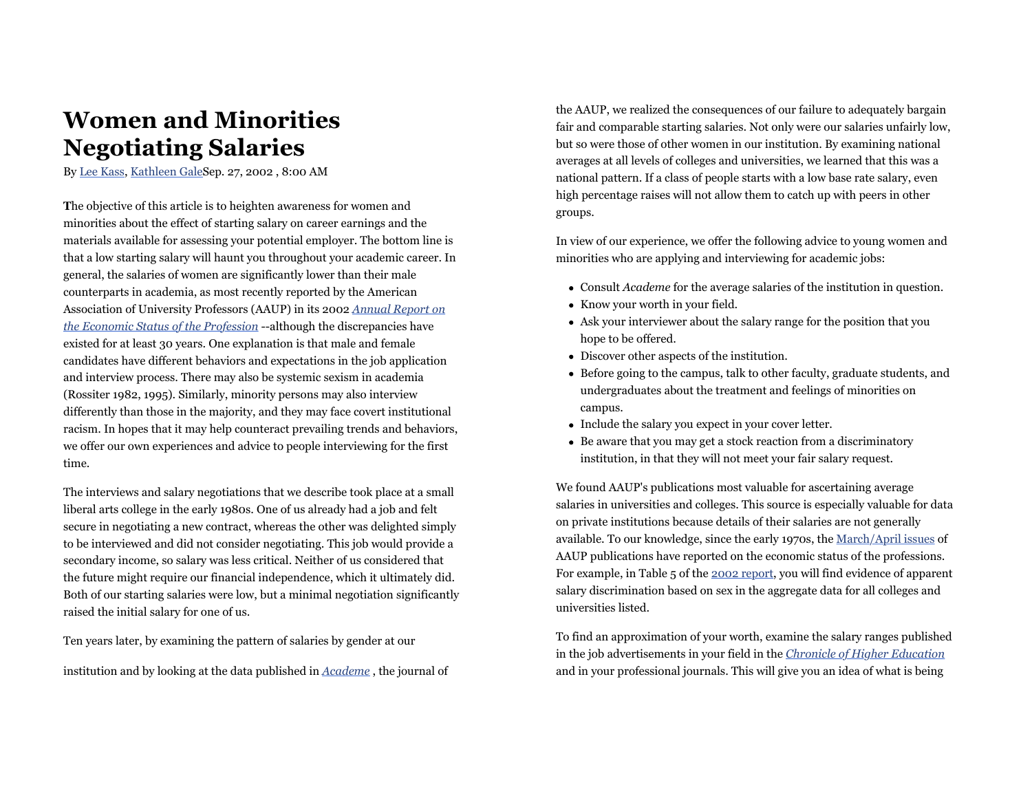# Women and Minorities Negotiating Salaries

By Lee Kass, Kathleen Gale Sep. 27, 2002 , 8:00 AM

**T**he objective of this article is to heighten awareness for women and minorities about the effect of starting salary on career earnings and the materials available for assessing your potential employer. The bottom line is that a low starting salary will haunt you throughout your academic career. In general, the salaries of women are significantly lower than their male counterparts in academia, as most recently reported by the American Association of University Professors (AAUP) in its 2002 *Annual Report on the Economic Status of the Profession* --although the discrepancies have existed for at least 30 years. One explanation is that male and female candidates have different behaviors and expectations in the job application and interview process. There may also be systemic sexism in academia (Rossiter 1982, 1995). Similarly, minority persons may also interview differently than those in the majority, and they may face covert institutional racism. In hopes that it may help counteract prevailing trends and behaviors, we offer our own experiences and advice to people interviewing for the first time.

The interviews and salary negotiations that we describe took place at a small liberal arts college in the early 1980s. One of us already had a job and felt secure in negotiating a new contract, whereas the other was delighted simply to be interviewed and did not consider negotiating. This job would provide a secondary income, so salary was less critical. Neither of us considered that the future might require our financial independence, which it ultimately did. Both of our starting salaries were low, but a minimal negotiation significantly raised the initial salary for one of us.

Ten years later, by examining the pattern of salaries by gender at our institution and by looking at the data published in *Academe* , the journal of the AAUP, we realized the consequences of our failure to adequately bargain fair and comparable starting salaries. Not only were our salaries unfairly low, but so were those of other women in our institution. By examining national averages at all levels of colleges and universities, we learned that this was a national pattern. If a class of people starts with a low base rate salary, even high percentage raises will not allow them to catch up with peers in other groups.

In view of our experience, we offer the following advice to young women and minorities who are applying and interviewing for academic jobs:

- Consult *Academe* for the average salaries of the institution in question.
- Know your worth in your field.
- Ask your interviewer about the salary range for the position that you hope to be offered.
- Discover other aspects of the institution.
- Before going to the campus, talk to other faculty, graduate students, and undergraduates about the treatment and feelings of minorities on campus.
- Include the salary you expect in your cover letter.
- Be aware that you may get a stock reaction from a discriminatory institution, in that they will not meet your fair salary request.

We found AAUP's publications most valuable for ascertaining average salaries in universities and colleges. This source is especially valuable for data on private institutions because details of their salaries are not generally available. To our knowledge, since the early 1970s, the March/April issues of AAUP publications have reported on the economic status of the professions. For example, in Table 5 of the 2002 report, you will find evidence of apparent salary discrimination based on sex in the aggregate data for all colleges and universities listed.

To find an approximation of your worth, examine the salary ranges published in the job advertisements in your field in the *Chronicle of Higher Education* and in your professional journals. This will give you an idea of what is being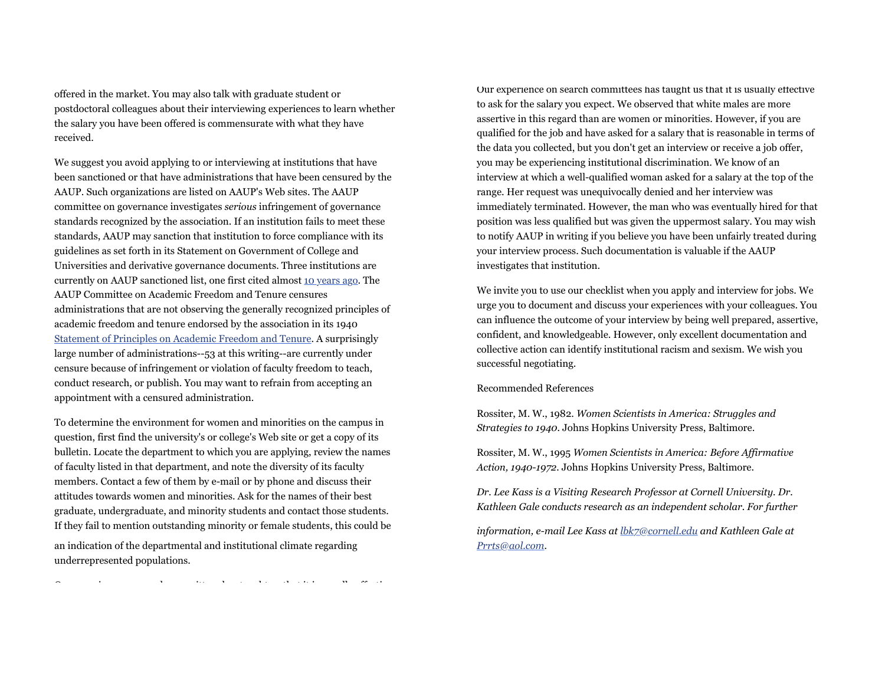offered in the market. You may also talk with graduate student or postdoctoral colleagues about their interviewing experiences to learn whether the salary you have been offered is commensurate with what they have received.

We suggest you avoid applying to or interviewing at institutions that have been sanctioned or that have administrations that have been censured by the AAUP. Such organizations are listed on AAUP's Web sites. The AAUP committee on governance investigates *serious* infringement of governance standards recognized by the association. If an institution fails to meet these standards, AAUP may sanction that institution to force compliance with its guidelines as set forth in its Statement on Government of College and Universities and derivative governance documents. Three institutions are currently on AAUP sanctioned list, one first cited almost 10 years ago. The AAUP Committee on Academic Freedom and Tenure censures administrations that are not observing the generally recognized principles of academic freedom and tenure endorsed by the association in its 1940 Statement of Principles on Academic Freedom and Tenure. A surprisingly large number of administrations--53 at this writing--are currently under censure because of infringement or violation of faculty freedom to teach, conduct research, or publish. You may want to refrain from accepting an appointment with a censured administration.

To determine the environment for women and minorities on the campus in question, first find the university's or college's Web site or get a copy of its bulletin. Locate the department to which you are applying, review the names of faculty listed in that department, and note the diversity of its faculty members. Contact a few of them by e-mail or by phone and discuss their attitudes towards women and minorities. Ask for the names of their best graduate, undergraduate, and minority students and contact those students. If they fail to mention outstanding minority or female students, this could be an indication of the departmental and institutional climate regarding underrepresented populations.

Our experience on search committees has taught us that it is usually effective to ask for the salary you expect. We observed that white males are more assertive in this regard than are women or minorities. However, if you are qualified for the job and have asked for a salary that is reasonable in terms of the data you collected, but you don't get an interview or receive a job offer, you may be experiencing institutional discrimination. We know of an interview at which a well-qualified woman asked for a salary at the top of the range. Her request was unequivocally denied and her interview was immediately terminated. However, the man who was eventually hired for that position was less qualified but was given the uppermost salary. You may wish to notify AAUP in writing if you believe you have been unfairly treated during your interview process. Such documentation is valuable if the AAUP investigates that institution.

We invite you to use our checklist when you apply and interview for jobs. We urge you to document and discuss your experiences with your colleagues. You can influence the outcome of your interview by being well prepared, assertive, confident, and knowledgeable. However, only excellent documentation and collective action can identify institutional racism and sexism. We wish you successful negotiating.

Recommended References

Rossiter, M. W., 1982. *Women Scientists in America: Struggles and Strategies to 1940*. Johns Hopkins University Press, Baltimore.

Rossiter, M. W., 1995 *Women Scientists in America: Before Affirmative Action, 1940-1972*. Johns Hopkins University Press, Baltimore.

*Dr. Lee Kass is a Visiting Research Professor at Cornell University. Dr. Kathleen Gale conducts research as an independent scholar. For further information, e-mail Lee Kass at lbk7@cornell.edu and Kathleen Gale at Prrts@aol.com.*